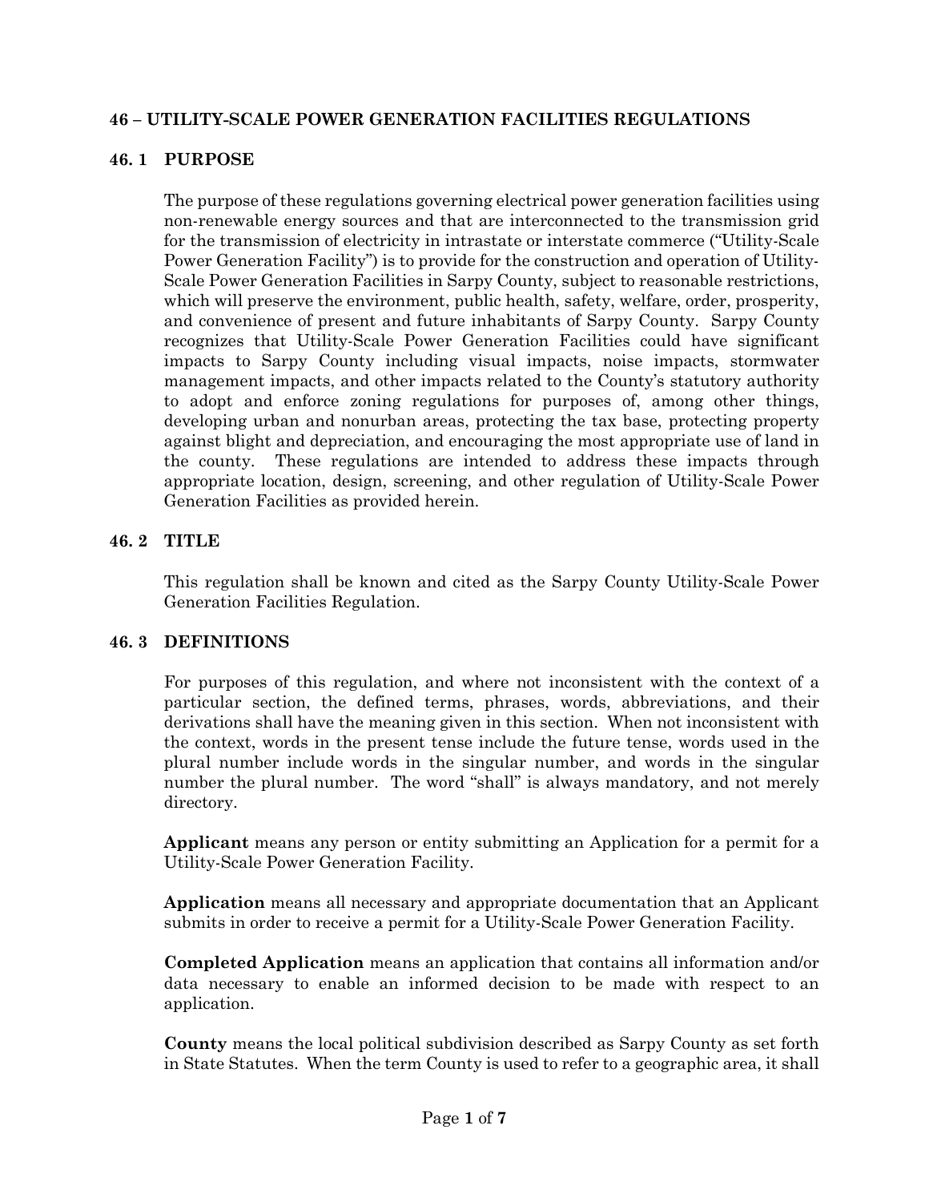# 46 – UTILITY-SCALE POWER GENERATION FACILITIES REGULATIONS

## 46. 1 PURPOSE

The purpose of these regulations governing electrical power generation facilities using non-renewable energy sources and that are interconnected to the transmission grid for the transmission of electricity in intrastate or interstate commerce ("Utility-Scale Power Generation Facility") is to provide for the construction and operation of Utility-Scale Power Generation Facilities in Sarpy County, subject to reasonable restrictions, which will preserve the environment, public health, safety, welfare, order, prosperity, and convenience of present and future inhabitants of Sarpy County. Sarpy County recognizes that Utility-Scale Power Generation Facilities could have significant impacts to Sarpy County including visual impacts, noise impacts, stormwater management impacts, and other impacts related to the County's statutory authority to adopt and enforce zoning regulations for purposes of, among other things, developing urban and nonurban areas, protecting the tax base, protecting property against blight and depreciation, and encouraging the most appropriate use of land in the county. These regulations are intended to address these impacts through appropriate location, design, screening, and other regulation of Utility-Scale Power Generation Facilities as provided herein.

## 46. 2 TITLE

This regulation shall be known and cited as the Sarpy County Utility-Scale Power Generation Facilities Regulation.

## 46. 3 DEFINITIONS

For purposes of this regulation, and where not inconsistent with the context of a particular section, the defined terms, phrases, words, abbreviations, and their derivations shall have the meaning given in this section. When not inconsistent with the context, words in the present tense include the future tense, words used in the plural number include words in the singular number, and words in the singular number the plural number. The word "shall" is always mandatory, and not merely directory.

**Applicant** means any person or entity submitting an Application for a permit for a Utility-Scale Power Generation Facility.

**Application** means all necessary and appropriate documentation that an Applicant submits in order to receive a permit for a Utility-Scale Power Generation Facility.

**Completed Application** means an application that contains all information and/or data necessary to enable an informed decision to be made with respect to an application.

**County** means the local political subdivision described as Sarpy County as set forth in State Statutes. When the term County is used to refer to a geographic area, it shall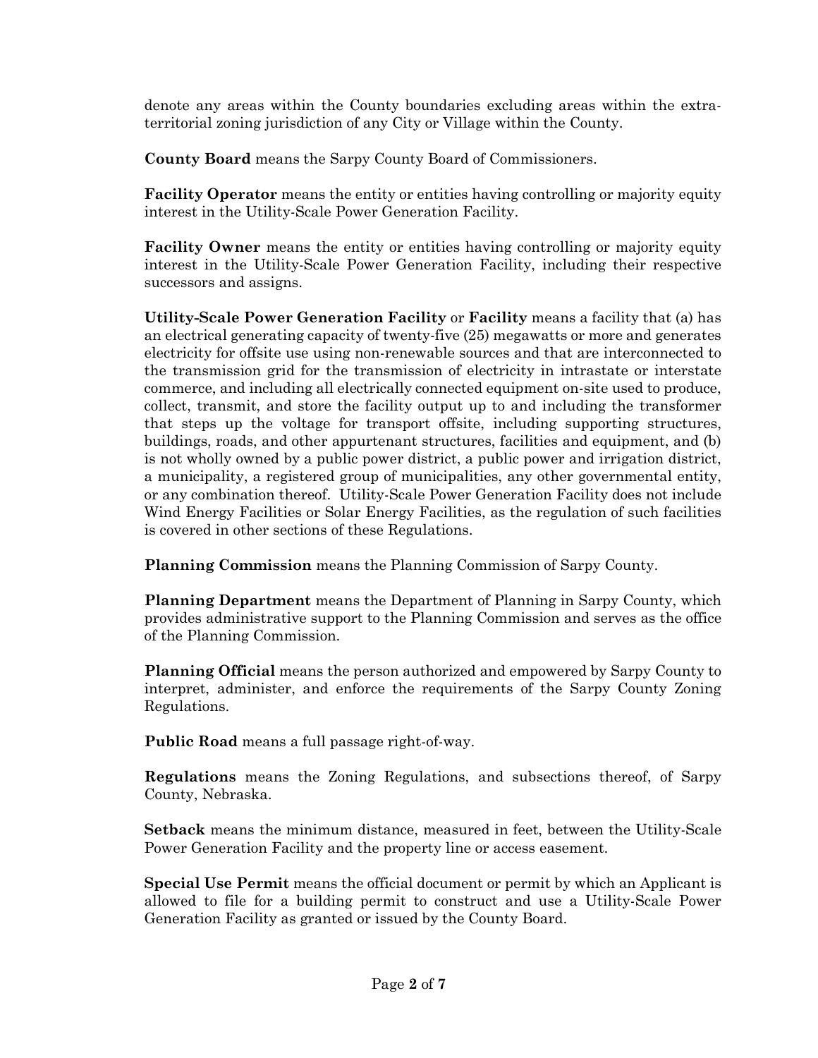denote any areas within the County boundaries excluding areas within the extra-territorial zoning jurisdiction of any City or Village within the County.

**County Board** means the Sarpy County Board of Commissioners.

**Facility Operator** means the entity or entities having controlling or majority equity interest in the Utility-Scale Power Generation Facility.

**Facility Owner** means the entity or entities having controlling or majority equity interest in the Utility-Scale Power Generation Facility, including their respective successors and assigns.

**Utility-Scale Power Generation Facility** or **Facility** means a facility that (a) has an electrical generating capacity of twenty-five (25) megawatts or more and generates electricity for offsite use using non-renewable sources and that are interconnected to the transmission grid for the transmission of electricity in intrastate or interstate commerce, and including all electrically connected equipment on-site used to produce, collect, transmit, and store the facility output up to and including the transformer that steps up the voltage for transport offsite, including supporting structures, buildings, roads, and other appurtenant structures, facilities and equipment, and (b) is not wholly owned by a public power district, a public power and irrigation district, a municipality, a registered group of municipalities, any other governmental entity, or any combination thereof. Utility-Scale Power Generation Facility does not include Wind Energy Facilities or Solar Energy Facilities, as the regulation of such facilities is covered in other sections of these Regulations.

**Planning Commission** means the Planning Commission of Sarpy County.

**Planning Department** means the Department of Planning in Sarpy County, which provides administrative support to the Planning Commission and serves as the office of the Planning Commission.

**Planning Official** means the person authorized and empowered by Sarpy County to interpret, administer, and enforce the requirements of the Sarpy County Zoning Regulations.

**Public Road** means a full passage right-of-way.

**Regulations** means the Zoning Regulations, and subsections thereof, of Sarpy County, Nebraska.

**Setback** means the minimum distance, measured in feet, between the Utility-Scale Power Generation Facility and the property line or access easement.

**Special Use Permit** means the official document or permit by which an Applicant is allowed to file for a building permit to construct and use a Utility-Scale Power Generation Facility as granted or issued by the County Board.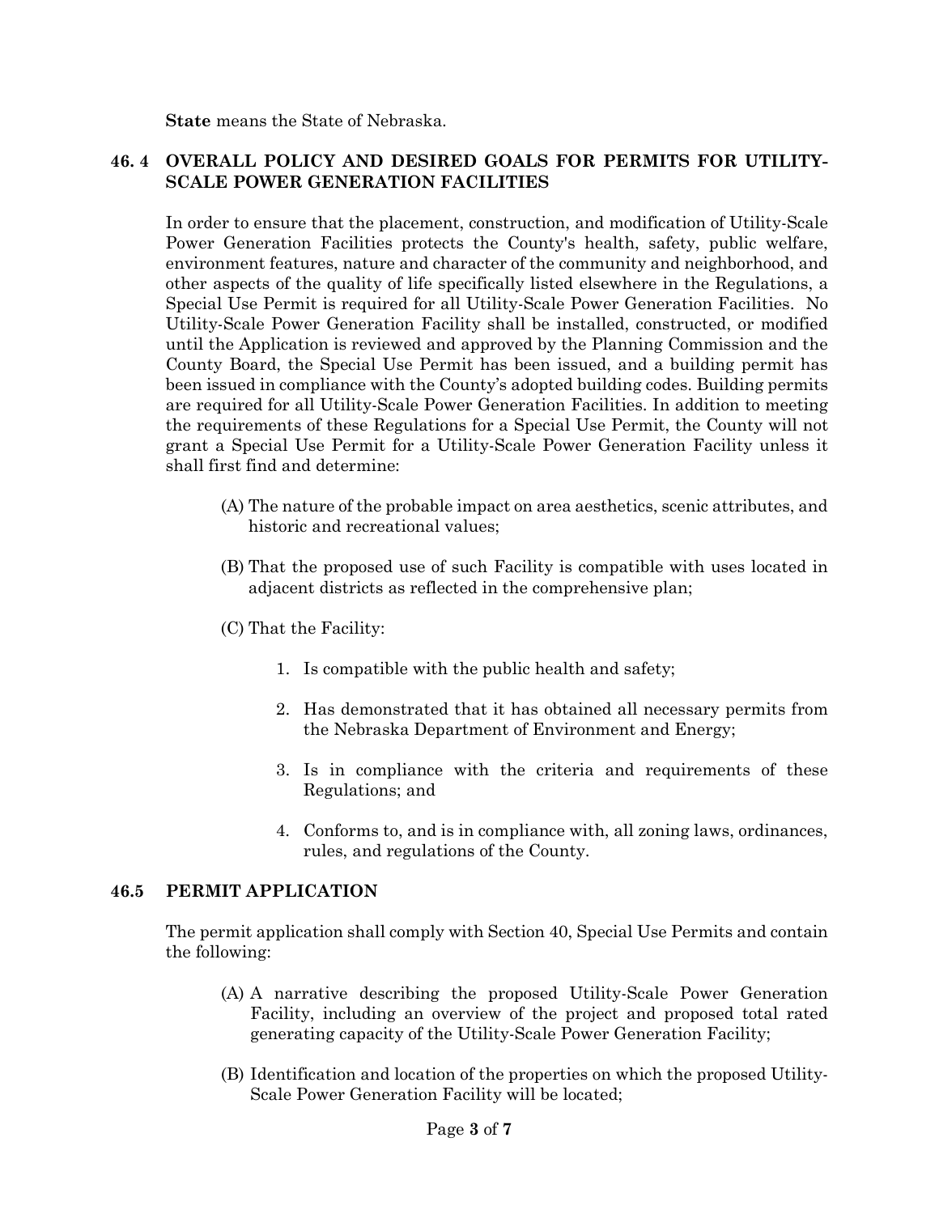**State** means the State of Nebraska.

## 46. 4 OVERALL POLICY AND DESIRED GOALS FOR PERMITS FOR UTILITY-SCALE POWER GENERATION FACILITIES

In order to ensure that the placement, construction, and modification of Utility-Scale Power Generation Facilities protects the County's health, safety, public welfare, environment features, nature and character of the community and neighborhood, and other aspects of the quality of life specifically listed elsewhere in the Regulations, a Special Use Permit is required for all Utility-Scale Power Generation Facilities. No Utility-Scale Power Generation Facility shall be installed, constructed, or modified until the Application is reviewed and approved by the Planning Commission and the County Board, the Special Use Permit has been issued, and a building permit has been issued in compliance with the County's adopted building codes. Building permits are required for all Utility-Scale Power Generation Facilities. In addition to meeting the requirements of these Regulations for a Special Use Permit, the County will not grant a Special Use Permit for a Utility-Scale Power Generation Facility unless it shall first find and determine:

(A) The nature of the probable impact on area aesthetics, scenic attributes, and historic and recreational values;

(B) That the proposed use of such Facility is compatible with uses located in adjacent districts as reflected in the comprehensive plan;

(C) That the Facility:

1. Is compatible with the public health and safety;
2. Has demonstrated that it has obtained all necessary permits from the Nebraska Department of Environment and Energy;
3. Is in compliance with the criteria and requirements of these Regulations; and
4. Conforms to, and is in compliance with, all zoning laws, ordinances, rules, and regulations of the County.

## 46.5 PERMIT APPLICATION

The permit application shall comply with Section 40, Special Use Permits and contain the following:

(A) A narrative describing the proposed Utility-Scale Power Generation Facility, including an overview of the project and proposed total rated generating capacity of the Utility-Scale Power Generation Facility;

(B) Identification and location of the properties on which the proposed Utility-Scale Power Generation Facility will be located;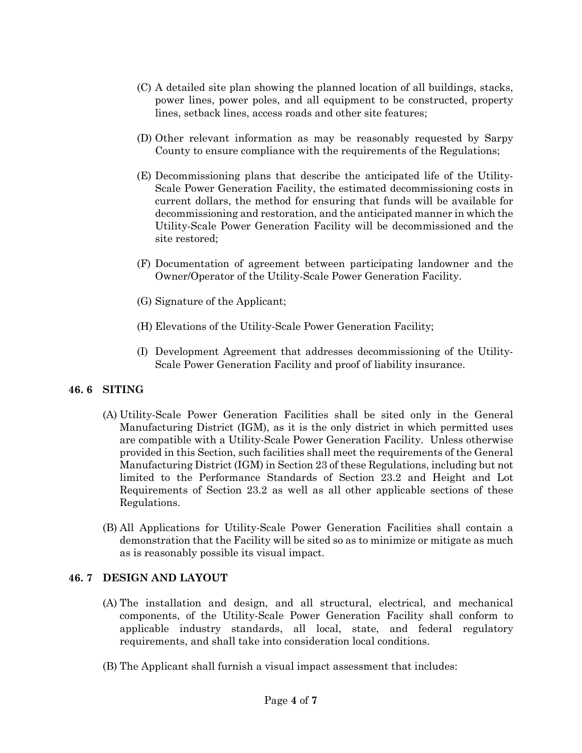(C) A detailed site plan showing the planned location of all buildings, stacks, power lines, power poles, and all equipment to be constructed, property lines, setback lines, access roads and other site features;

(D) Other relevant information as may be reasonably requested by Sarpy County to ensure compliance with the requirements of the Regulations;

(E) Decommissioning plans that describe the anticipated life of the Utility-Scale Power Generation Facility, the estimated decommissioning costs in current dollars, the method for ensuring that funds will be available for decommissioning and restoration, and the anticipated manner in which the Utility-Scale Power Generation Facility will be decommissioned and the site restored;

(F) Documentation of agreement between participating landowner and the Owner/Operator of the Utility-Scale Power Generation Facility.

(G) Signature of the Applicant;

(H) Elevations of the Utility-Scale Power Generation Facility;

(I) Development Agreement that addresses decommissioning of the Utility-Scale Power Generation Facility and proof of liability insurance.

## 46. 6 SITING

(A) Utility-Scale Power Generation Facilities shall be sited only in the General Manufacturing District (IGM), as it is the only district in which permitted uses are compatible with a Utility-Scale Power Generation Facility. Unless otherwise provided in this Section, such facilities shall meet the requirements of the General Manufacturing District (IGM) in Section 23 of these Regulations, including but not limited to the Performance Standards of Section 23.2 and Height and Lot Requirements of Section 23.2 as well as all other applicable sections of these Regulations.

(B) All Applications for Utility-Scale Power Generation Facilities shall contain a demonstration that the Facility will be sited so as to minimize or mitigate as much as is reasonably possible its visual impact.

## 46. 7 DESIGN AND LAYOUT

(A) The installation and design, and all structural, electrical, and mechanical components, of the Utility-Scale Power Generation Facility shall conform to applicable industry standards, all local, state, and federal regulatory requirements, and shall take into consideration local conditions.

(B) The Applicant shall furnish a visual impact assessment that includes: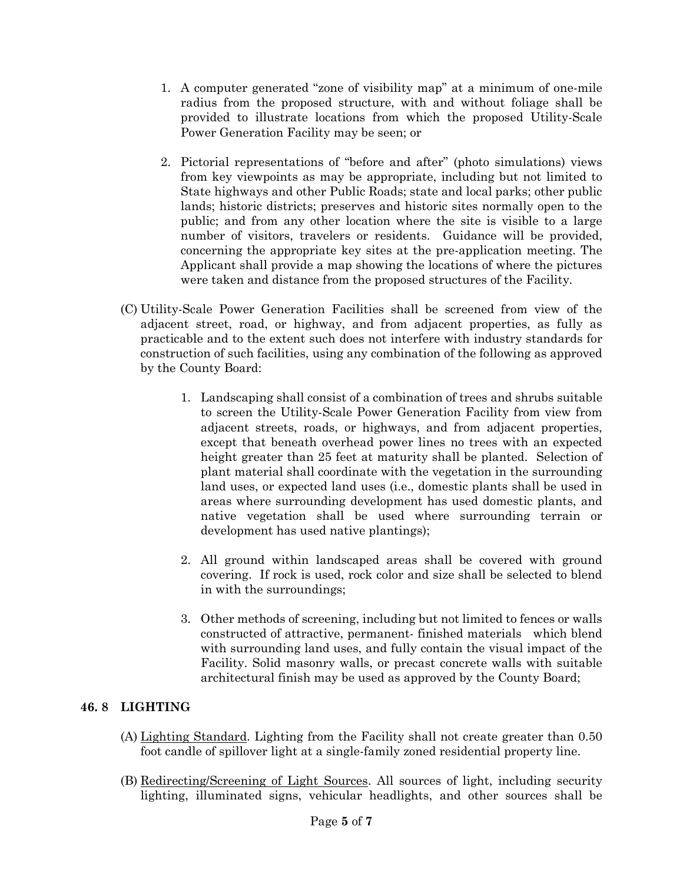1. A computer generated "zone of visibility map" at a minimum of one-mile radius from the proposed structure, with and without foliage shall be provided to illustrate locations from which the proposed Utility-Scale Power Generation Facility may be seen; or

2. Pictorial representations of "before and after" (photo simulations) views from key viewpoints as may be appropriate, including but not limited to State highways and other Public Roads; state and local parks; other public lands; historic districts; preserves and historic sites normally open to the public; and from any other location where the site is visible to a large number of visitors, travelers or residents. Guidance will be provided, concerning the appropriate key sites at the pre-application meeting. The Applicant shall provide a map showing the locations of where the pictures were taken and distance from the proposed structures of the Facility.

(C) Utility-Scale Power Generation Facilities shall be screened from view of the adjacent street, road, or highway, and from adjacent properties, as fully as practicable and to the extent such does not interfere with industry standards for construction of such facilities, using any combination of the following as approved by the County Board:

1. Landscaping shall consist of a combination of trees and shrubs suitable to screen the Utility-Scale Power Generation Facility from view from adjacent streets, roads, or highways, and from adjacent properties, except that beneath overhead power lines no trees with an expected height greater than 25 feet at maturity shall be planted. Selection of plant material shall coordinate with the vegetation in the surrounding land uses, or expected land uses (i.e., domestic plants shall be used in areas where surrounding development has used domestic plants, and native vegetation shall be used where surrounding terrain or development has used native plantings);

2. All ground within landscaped areas shall be covered with ground covering. If rock is used, rock color and size shall be selected to blend in with the surroundings;

3. Other methods of screening, including but not limited to fences or walls constructed of attractive, permanent- finished materials which blend with surrounding land uses, and fully contain the visual impact of the Facility. Solid masonry walls, or precast concrete walls with suitable architectural finish may be used as approved by the County Board;

## 46. 8 LIGHTING

(A) Lighting Standard. Lighting from the Facility shall not create greater than 0.50 foot candle of spillover light at a single-family zoned residential property line.

(B) Redirecting/Screening of Light Sources. All sources of light, including security lighting, illuminated signs, vehicular headlights, and other sources shall be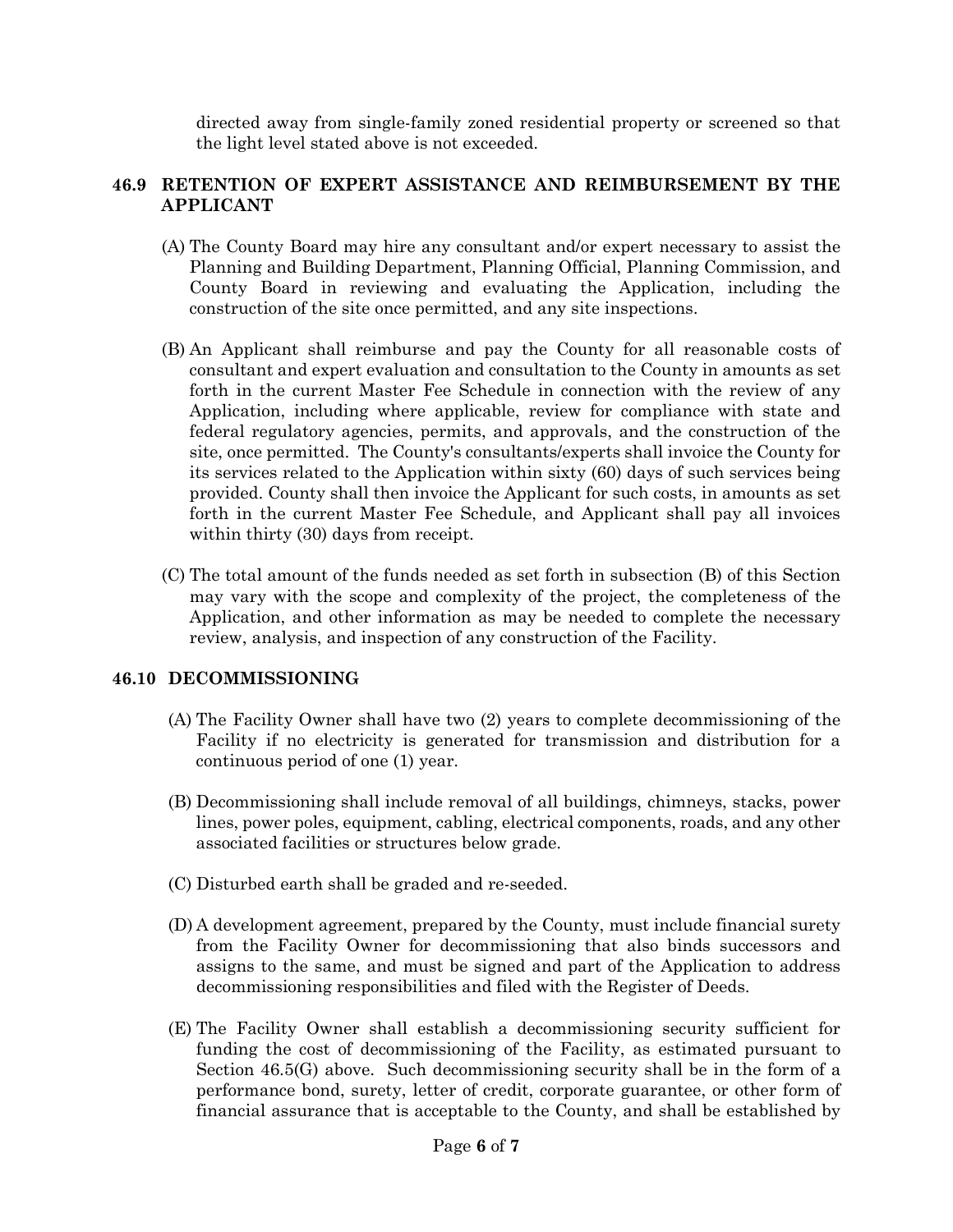directed away from single-family zoned residential property or screened so that the light level stated above is not exceeded.

## 46.9 RETENTION OF EXPERT ASSISTANCE AND REIMBURSEMENT BY THE APPLICANT

(A) The County Board may hire any consultant and/or expert necessary to assist the Planning and Building Department, Planning Official, Planning Commission, and County Board in reviewing and evaluating the Application, including the construction of the site once permitted, and any site inspections.

(B) An Applicant shall reimburse and pay the County for all reasonable costs of consultant and expert evaluation and consultation to the County in amounts as set forth in the current Master Fee Schedule in connection with the review of any Application, including where applicable, review for compliance with state and federal regulatory agencies, permits, and approvals, and the construction of the site, once permitted. The County's consultants/experts shall invoice the County for its services related to the Application within sixty (60) days of such services being provided. County shall then invoice the Applicant for such costs, in amounts as set forth in the current Master Fee Schedule, and Applicant shall pay all invoices within thirty (30) days from receipt.

(C) The total amount of the funds needed as set forth in subsection (B) of this Section may vary with the scope and complexity of the project, the completeness of the Application, and other information as may be needed to complete the necessary review, analysis, and inspection of any construction of the Facility.

## 46.10 DECOMMISSIONING

(A) The Facility Owner shall have two (2) years to complete decommissioning of the Facility if no electricity is generated for transmission and distribution for a continuous period of one (1) year.

(B) Decommissioning shall include removal of all buildings, chimneys, stacks, power lines, power poles, equipment, cabling, electrical components, roads, and any other associated facilities or structures below grade.

(C) Disturbed earth shall be graded and re-seeded.

(D) A development agreement, prepared by the County, must include financial surety from the Facility Owner for decommissioning that also binds successors and assigns to the same, and must be signed and part of the Application to address decommissioning responsibilities and filed with the Register of Deeds.

(E) The Facility Owner shall establish a decommissioning security sufficient for funding the cost of decommissioning of the Facility, as estimated pursuant to Section 46.5(G) above. Such decommissioning security shall be in the form of a performance bond, surety, letter of credit, corporate guarantee, or other form of financial assurance that is acceptable to the County, and shall be established by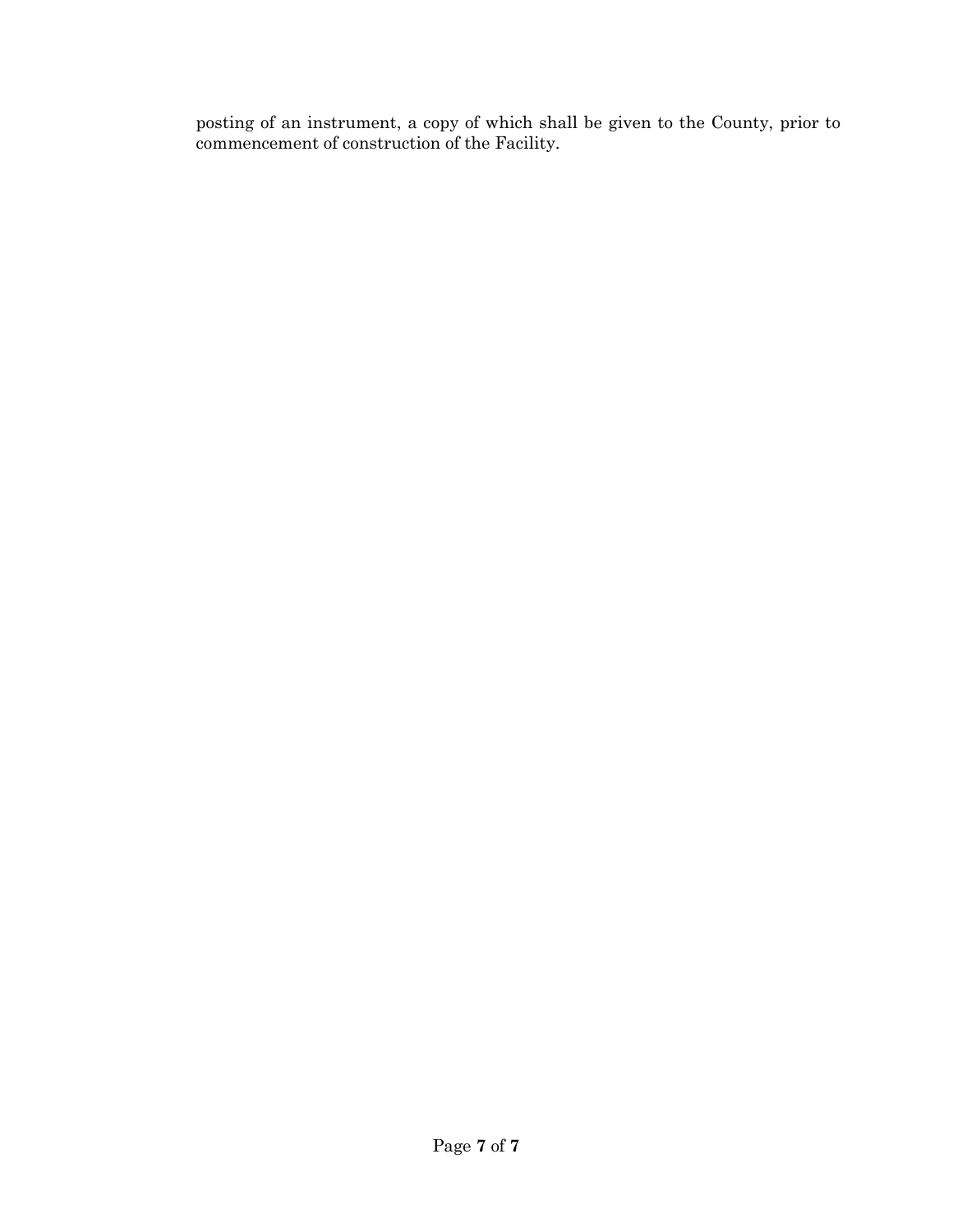posting of an instrument, a copy of which shall be given to the County, prior to commencement of construction of the Facility.